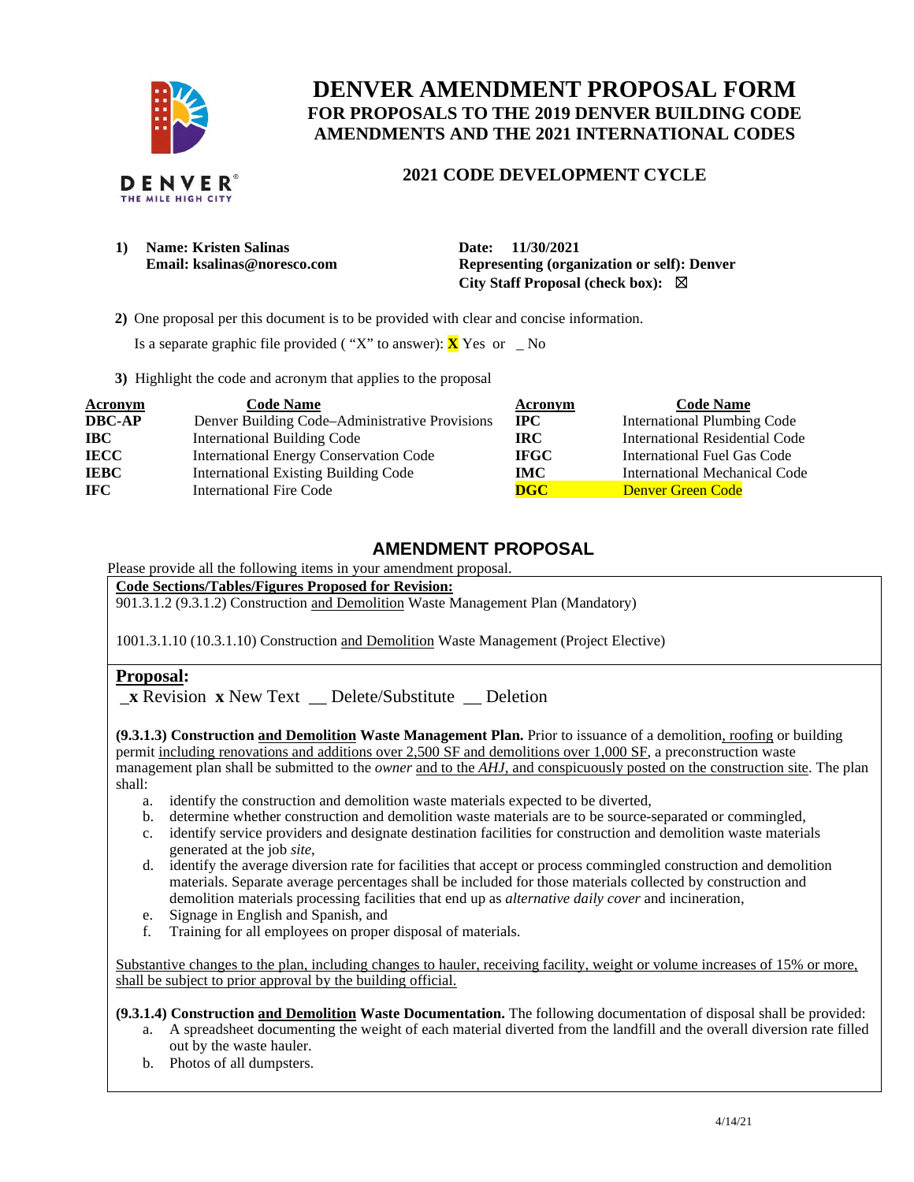# DENVER AMENDMENT PROPOSAL FORM

## FOR PROPOSALS TO THE 2019 DENVER BUILDING CODE AMENDMENTS AND THE 2021 INTERNATIONAL CODES

### 2021 CODE DEVELOPMENT CYCLE

DENVER THE MILE HIGH CITY

**1) Name: Kristen Salinas**
**Email: ksalinas@noresco.com**

**Date: 11/30/2021**
**Representing (organization or self): Denver**
**City Staff Proposal (check box):** ☒

**2)** One proposal per this document is to be provided with clear and concise information.

Is a separate graphic file provided ( "X" to answer): **X** Yes or _ No

**3)** Highlight the code and acronym that applies to the proposal

| Acronym | Code Name | Acronym | Code Name |
|---|---|---|---|
| **DBC-AP** | Denver Building Code–Administrative Provisions | **IPC** | International Plumbing Code |
| **IBC** | International Building Code | **IRC** | International Residential Code |
| **IECC** | International Energy Conservation Code | **IFGC** | International Fuel Gas Code |
| **IEBC** | International Existing Building Code | **IMC** | International Mechanical Code |
| **IFC** | International Fire Code | **DGC** | Denver Green Code |

## AMENDMENT PROPOSAL

Please provide all the following items in your amendment proposal.

**Code Sections/Tables/Figures Proposed for Revision:**

901.3.1.2 (9.3.1.2) Construction <u>and Demolition</u> Waste Management Plan (Mandatory)

1001.3.1.10 (10.3.1.10) Construction <u>and Demolition</u> Waste Management (Project Elective)

**Proposal:**

_**x** Revision **x** New Text __ Delete/Substitute __ Deletion

**(9.3.1.3) Construction <u>and Demolition</u> Waste Management Plan.** Prior to issuance of a demolition<u>, roofing</u> or building permit <u>including renovations and additions over 2,500 SF and demolitions over 1,000 SF</u>, a preconstruction waste management plan shall be submitted to the *owner* <u>and to the *AHJ*, and conspicuously posted on the construction site</u>. The plan shall:

a. identify the construction and demolition waste materials expected to be diverted,
b. determine whether construction and demolition waste materials are to be source-separated or commingled,
c. identify service providers and designate destination facilities for construction and demolition waste materials generated at the job *site*,
d. identify the average diversion rate for facilities that accept or process commingled construction and demolition materials. Separate average percentages shall be included for those materials collected by construction and demolition materials processing facilities that end up as *alternative daily cover* and incineration,
e. Signage in English and Spanish, and
f. Training for all employees on proper disposal of materials.

<u>Substantive changes to the plan, including changes to hauler, receiving facility, weight or volume increases of 15% or more, shall be subject to prior approval by the building official.</u>

**(9.3.1.4) Construction <u>and Demolition</u> Waste Documentation.** The following documentation of disposal shall be provided:

a. A spreadsheet documenting the weight of each material diverted from the landfill and the overall diversion rate filled out by the waste hauler.
b. Photos of all dumpsters.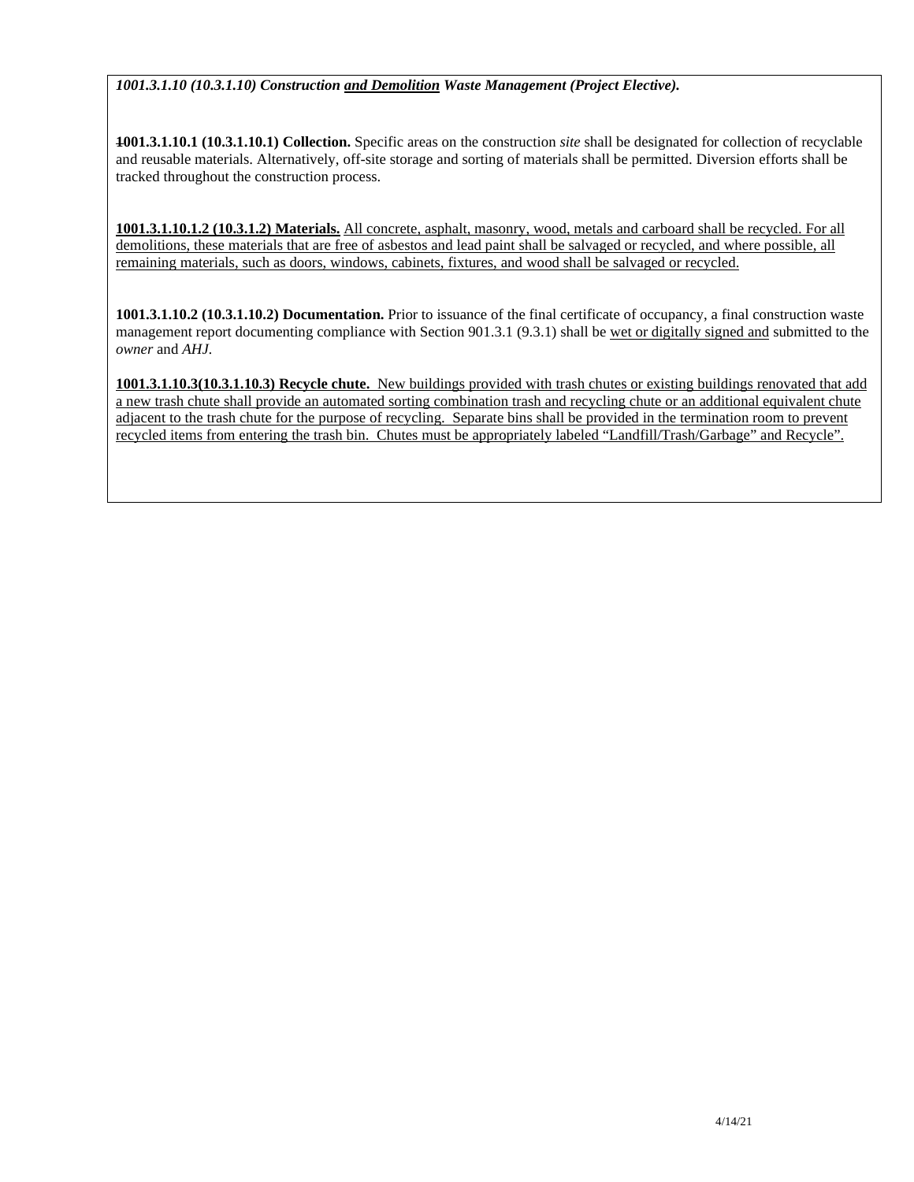*1001.3.1.10 (10.3.1.10) Construction <u>and Demolition</u> Waste Management (Project Elective).*

~~1~~**001.3.1.10.1 (10.3.1.10.1) Collection.** Specific areas on the construction *site* shall be designated for collection of recyclable and reusable materials. Alternatively, off-site storage and sorting of materials shall be permitted. Diversion efforts shall be tracked throughout the construction process.

<u>**1001.3.1.10.1.2 (10.3.1.2) Materials.** All concrete, asphalt, masonry, wood, metals and carboard shall be recycled. For all demolitions, these materials that are free of asbestos and lead paint shall be salvaged or recycled, and where possible, all remaining materials, such as doors, windows, cabinets, fixtures, and wood shall be salvaged or recycled.</u>

**1001.3.1.10.2 (10.3.1.10.2) Documentation.** Prior to issuance of the final certificate of occupancy, a final construction waste management report documenting compliance with Section 901.3.1 (9.3.1) shall be <u>wet or digitally signed and</u> submitted to the *owner* and *AHJ*.

<u>**1001.3.1.10.3(10.3.1.10.3) Recycle chute.** New buildings provided with trash chutes or existing buildings renovated that add a new trash chute shall provide an automated sorting combination trash and recycling chute or an additional equivalent chute adjacent to the trash chute for the purpose of recycling. Separate bins shall be provided in the termination room to prevent recycled items from entering the trash bin. Chutes must be appropriately labeled "Landfill/Trash/Garbage" and Recycle".</u>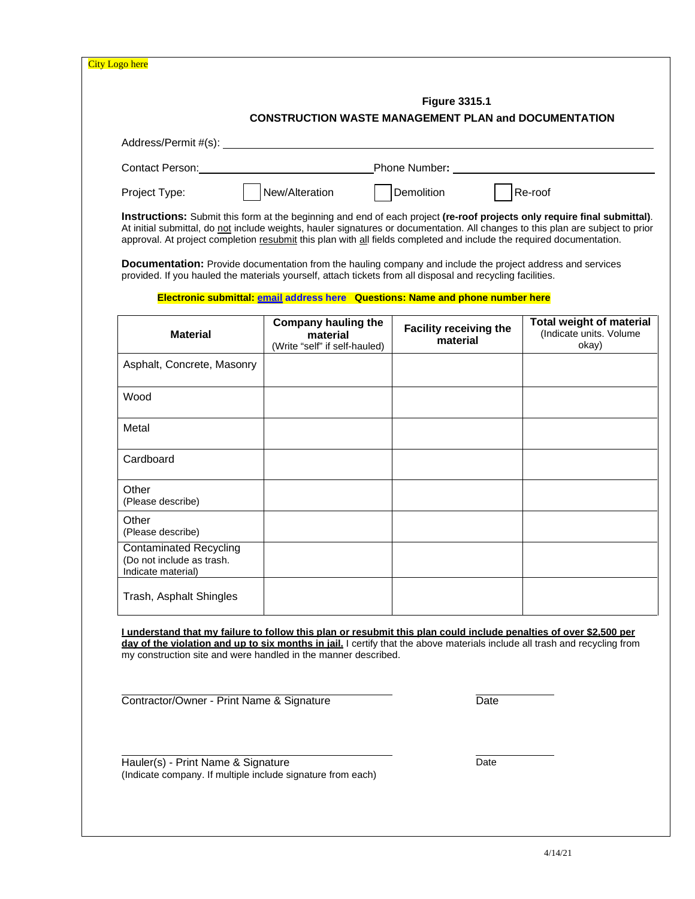City Logo here

**Figure 3315.1**

## CONSTRUCTION WASTE MANAGEMENT PLAN and DOCUMENTATION

Address/Permit #(s): ______________________________________________

Contact Person: ______________________ Phone Number: ______________________

Project Type: ☐ New/Alteration ☐ Demolition ☐ Re-roof

**Instructions:** Submit this form at the beginning and end of each project **(re-roof projects only require final submittal)**. At initial submittal, do not include weights, hauler signatures or documentation. All changes to this plan are subject to prior approval. At project completion resubmit this plan with all fields completed and include the required documentation.

**Documentation:** Provide documentation from the hauling company and include the project address and services provided. If you hauled the materials yourself, attach tickets from all disposal and recycling facilities.

**Electronic submittal: email address here Questions: Name and phone number here**

| Material | Company hauling the material (Write "self" if self-hauled) | Facility receiving the material | Total weight of material (Indicate units. Volume okay) |
|---|---|---|---|
| Asphalt, Concrete, Masonry | | | |
| Wood | | | |
| Metal | | | |
| Cardboard | | | |
| Other (Please describe) | | | |
| Other (Please describe) | | | |
| Contaminated Recycling (Do not include as trash. Indicate material) | | | |
| Trash, Asphalt Shingles | | | |

**I understand that my failure to follow this plan or resubmit this plan could include penalties of over $2,500 per day of the violation and up to six months in jail.** I certify that the above materials include all trash and recycling from my construction site and were handled in the manner described.

______________________________________ ____________

Contractor/Owner - Print Name & Signature Date

______________________________________ ____________

Hauler(s) - Print Name & Signature Date

(Indicate company. If multiple include signature from each)

4/14/21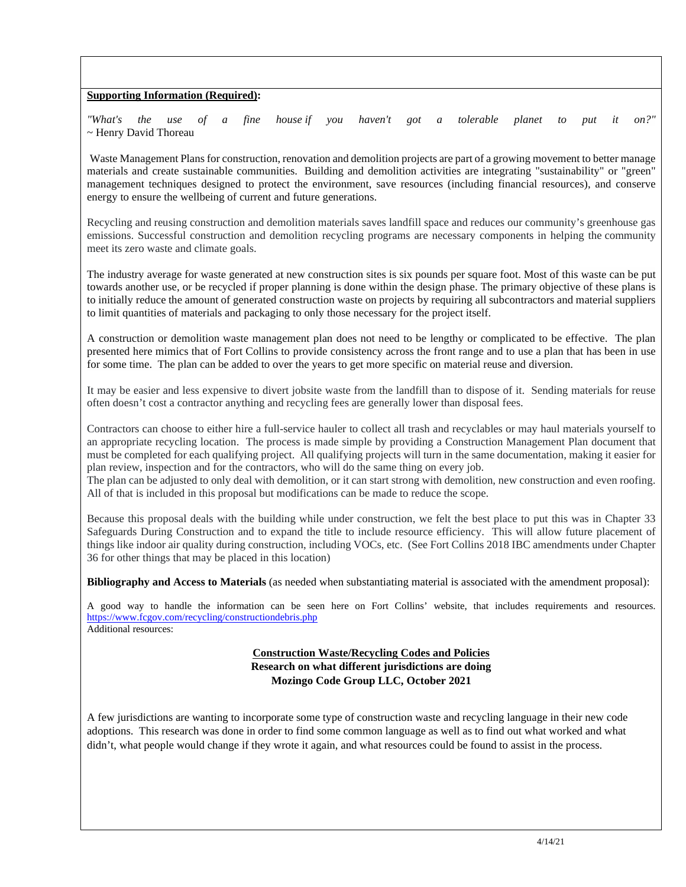**Supporting Information (Required):**

*"What's the use of a fine house if you haven't got a tolerable planet to put it on?"* ~ Henry David Thoreau

Waste Management Plans for construction, renovation and demolition projects are part of a growing movement to better manage materials and create sustainable communities. Building and demolition activities are integrating "sustainability" or "green" management techniques designed to protect the environment, save resources (including financial resources), and conserve energy to ensure the wellbeing of current and future generations.

Recycling and reusing construction and demolition materials saves landfill space and reduces our community's greenhouse gas emissions. Successful construction and demolition recycling programs are necessary components in helping the community meet its zero waste and climate goals.

The industry average for waste generated at new construction sites is six pounds per square foot. Most of this waste can be put towards another use, or be recycled if proper planning is done within the design phase. The primary objective of these plans is to initially reduce the amount of generated construction waste on projects by requiring all subcontractors and material suppliers to limit quantities of materials and packaging to only those necessary for the project itself.

A construction or demolition waste management plan does not need to be lengthy or complicated to be effective. The plan presented here mimics that of Fort Collins to provide consistency across the front range and to use a plan that has been in use for some time. The plan can be added to over the years to get more specific on material reuse and diversion.

It may be easier and less expensive to divert jobsite waste from the landfill than to dispose of it. Sending materials for reuse often doesn't cost a contractor anything and recycling fees are generally lower than disposal fees.

Contractors can choose to either hire a full-service hauler to collect all trash and recyclables or may haul materials yourself to an appropriate recycling location. The process is made simple by providing a Construction Management Plan document that must be completed for each qualifying project. All qualifying projects will turn in the same documentation, making it easier for plan review, inspection and for the contractors, who will do the same thing on every job.
The plan can be adjusted to only deal with demolition, or it can start strong with demolition, new construction and even roofing. All of that is included in this proposal but modifications can be made to reduce the scope.

Because this proposal deals with the building while under construction, we felt the best place to put this was in Chapter 33 Safeguards During Construction and to expand the title to include resource efficiency. This will allow future placement of things like indoor air quality during construction, including VOCs, etc. (See Fort Collins 2018 IBC amendments under Chapter 36 for other things that may be placed in this location)

**Bibliography and Access to Materials** (as needed when substantiating material is associated with the amendment proposal):

A good way to handle the information can be seen here on Fort Collins' website, that includes requirements and resources. https://www.fcgov.com/recycling/constructiondebris.php
Additional resources:

**Construction Waste/Recycling Codes and Policies**
**Research on what different jurisdictions are doing**
**Mozingo Code Group LLC, October 2021**

A few jurisdictions are wanting to incorporate some type of construction waste and recycling language in their new code adoptions. This research was done in order to find some common language as well as to find out what worked and what didn't, what people would change if they wrote it again, and what resources could be found to assist in the process.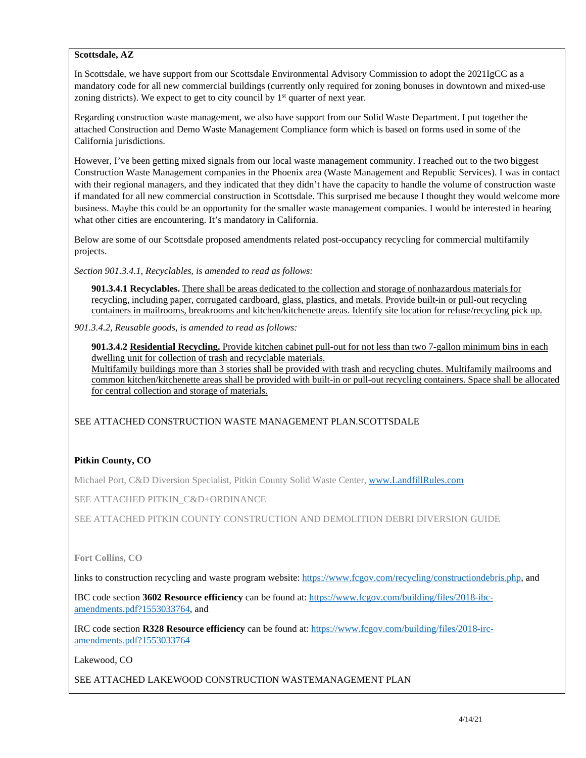**Scottsdale, AZ**

In Scottsdale, we have support from our Scottsdale Environmental Advisory Commission to adopt the 2021IgCC as a mandatory code for all new commercial buildings (currently only required for zoning bonuses in downtown and mixed-use zoning districts). We expect to get to city council by 1st quarter of next year.

Regarding construction waste management, we also have support from our Solid Waste Department. I put together the attached Construction and Demo Waste Management Compliance form which is based on forms used in some of the California jurisdictions.

However, I've been getting mixed signals from our local waste management community. I reached out to the two biggest Construction Waste Management companies in the Phoenix area (Waste Management and Republic Services). I was in contact with their regional managers, and they indicated that they didn't have the capacity to handle the volume of construction waste if mandated for all new commercial construction in Scottsdale. This surprised me because I thought they would welcome more business. Maybe this could be an opportunity for the smaller waste management companies. I would be interested in hearing what other cities are encountering. It's mandatory in California.

Below are some of our Scottsdale proposed amendments related post-occupancy recycling for commercial multifamily projects.

*Section 901.3.4.1, Recyclables, is amended to read as follows:*

> **901.3.4.1 Recyclables.** <u>There shall be areas dedicated to the collection and storage of nonhazardous materials for recycling, including paper, corrugated cardboard, glass, plastics, and metals. Provide built-in or pull-out recycling containers in mailrooms, breakrooms and kitchen/kitchenette areas. Identify site location for refuse/recycling pick up.</u>

*901.3.4.2, Reusable goods, is amended to read as follows:*

> **901.3.4.2** **<u>Residential Recycling.</u>** <u>Provide kitchen cabinet pull-out for not less than two 7-gallon minimum bins in each dwelling unit for collection of trash and recyclable materials.</u>
> <u>Multifamily buildings more than 3 stories shall be provided with trash and recycling chutes. Multifamily mailrooms and common kitchen/kitchenette areas shall be provided with built-in or pull-out recycling containers. Space shall be allocated for central collection and storage of materials.</u>

SEE ATTACHED CONSTRUCTION WASTE MANAGEMENT PLAN.SCOTTSDALE

**Pitkin County, CO**

Michael Port, C&D Diversion Specialist, Pitkin County Solid Waste Center, www.LandfillRules.com

SEE ATTACHED PITKIN_C&D+ORDINANCE

SEE ATTACHED PITKIN COUNTY CONSTRUCTION AND DEMOLITION DEBRI DIVERSION GUIDE

**Fort Collins, CO**

links to construction recycling and waste program website: https://www.fcgov.com/recycling/constructiondebris.php, and

IBC code section **3602 Resource efficiency** can be found at: https://www.fcgov.com/building/files/2018-ibc-amendments.pdf?1553033764, and

IRC code section **R328 Resource efficiency** can be found at: https://www.fcgov.com/building/files/2018-irc-amendments.pdf?1553033764

Lakewood, CO

SEE ATTACHED LAKEWOOD CONSTRUCTION WASTEMANAGEMENT PLAN

4/14/21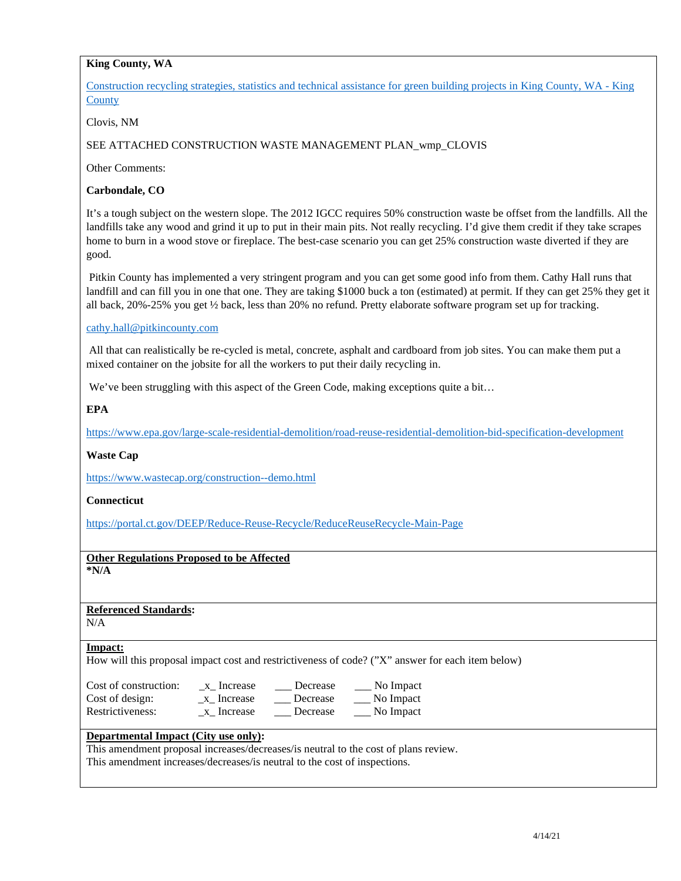**King County, WA**

Construction recycling strategies, statistics and technical assistance for green building projects in King County, WA - King County

Clovis, NM

SEE ATTACHED CONSTRUCTION WASTE MANAGEMENT PLAN_wmp_CLOVIS

Other Comments:

**Carbondale, CO**

It's a tough subject on the western slope. The 2012 IGCC requires 50% construction waste be offset from the landfills. All the landfills take any wood and grind it up to put in their main pits. Not really recycling. I'd give them credit if they take scrapes home to burn in a wood stove or fireplace. The best-case scenario you can get 25% construction waste diverted if they are good.

Pitkin County has implemented a very stringent program and you can get some good info from them. Cathy Hall runs that landfill and can fill you in one that one. They are taking $1000 buck a ton (estimated) at permit. If they can get 25% they get it all back, 20%-25% you get ½ back, less than 20% no refund. Pretty elaborate software program set up for tracking.

cathy.hall@pitkincounty.com

All that can realistically be re-cycled is metal, concrete, asphalt and cardboard from job sites. You can make them put a mixed container on the jobsite for all the workers to put their daily recycling in.

We've been struggling with this aspect of the Green Code, making exceptions quite a bit…

**EPA**

https://www.epa.gov/large-scale-residential-demolition/road-reuse-residential-demolition-bid-specification-development

**Waste Cap**

https://www.wastecap.org/construction--demo.html

**Connecticut**

https://portal.ct.gov/DEEP/Reduce-Reuse-Recycle/ReduceReuseRecycle-Main-Page

**Other Regulations Proposed to be Affected**
***N/A**

**Referenced Standards:**
N/A

**Impact:**
How will this proposal impact cost and restrictiveness of code? ("X" answer for each item below)

| | | | |
|---|---|---|---|
| Cost of construction: | _x_ Increase | ___ Decrease | ___ No Impact |
| Cost of design: | _x_ Increase | ___ Decrease | ___ No Impact |
| Restrictiveness: | _x_ Increase | ___ Decrease | ___ No Impact |

**Departmental Impact (City use only):**
This amendment proposal increases/decreases/is neutral to the cost of plans review.
This amendment increases/decreases/is neutral to the cost of inspections.